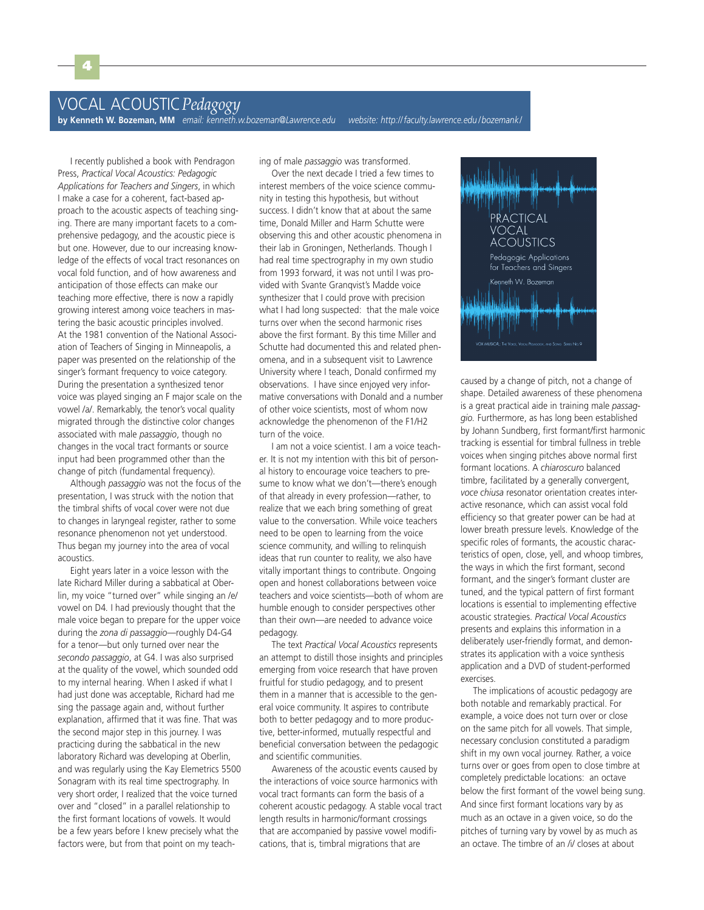# VOCAL ACOUSTIC *Pedagogy*

**by Kenneth W. Bozeman, MM** *email: kenneth.w.bozeman@Lawrence.edu* *website: http://faculty.lawrence.edu/bozemank/*

I recently published a book with Pendragon Press, *Practical Vocal Acoustics: Pedagogic Applications for Teachers and Singers*, in which I make a case for a coherent, fact-based approach to the acoustic aspects of teaching singing. There are many important facets to a comprehensive pedagogy, and the acoustic piece is but one. However, due to our increasing knowledge of the effects of vocal tract resonances on vocal fold function, and of how awareness and anticipation of those effects can make our teaching more effective, there is now a rapidly growing interest among voice teachers in mastering the basic acoustic principles involved. At the 1981 convention of the National Association of Teachers of Singing in Minneapolis, a paper was presented on the relationship of the singer's formant frequency to voice category. During the presentation a synthesized tenor voice was played singing an F major scale on the vowel /a/. Remarkably, the tenor's vocal quality migrated through the distinctive color changes associated with male *passaggio*, though no changes in the vocal tract formants or source input had been programmed other than the change of pitch (fundamental frequency).

Although *passaggio* was not the focus of the presentation, I was struck with the notion that the timbral shifts of vocal cover were not due to changes in laryngeal register, rather to some resonance phenomenon not yet understood. Thus began my journey into the area of vocal acoustics.

Eight years later in a voice lesson with the late Richard Miller during a sabbatical at Oberlin, my voice "turned over" while singing an /e/ vowel on D4. I had previously thought that the male voice began to prepare for the upper voice during the *zona di passaggio*—roughly D4-G4 for a tenor—but only turned over near the *secondo passaggio*, at G4. I was also surprised at the quality of the vowel, which sounded odd to my internal hearing. When I asked if what I had just done was acceptable, Richard had me sing the passage again and, without further explanation, affirmed that it was fine. That was the second major step in this journey. I was practicing during the sabbatical in the new laboratory Richard was developing at Oberlin, and was regularly using the Kay Elemetrics 5500 Sonagram with its real time spectrography. In very short order, I realized that the voice turned over and "closed" in a parallel relationship to the first formant locations of vowels. It would be a few years before I knew precisely what the factors were, but from that point on my teaching of male *passaggio* was transformed.

Over the next decade I tried a few times to interest members of the voice science community in testing this hypothesis, but without success. I didn't know that at about the same time, Donald Miller and Harm Schutte were observing this and other acoustic phenomena in their lab in Groningen, Netherlands. Though I had real time spectrography in my own studio from 1993 forward, it was not until I was provided with Svante Granqvist's Madde voice synthesizer that I could prove with precision what I had long suspected: that the male voice turns over when the second harmonic rises above the first formant. By this time Miller and Schutte had documented this and related phenomena, and in a subsequent visit to Lawrence University where I teach, Donald confirmed my observations. I have since enjoyed very informative conversations with Donald and a number of other voice scientists, most of whom now acknowledge the phenomenon of the F1/H2 turn of the voice.

I am not a voice scientist. I am a voice teacher. It is not my intention with this bit of personal history to encourage voice teachers to presume to know what we don't—there's enough of that already in every profession—rather, to realize that we each bring something of great value to the conversation. While voice teachers need to be open to learning from the voice science community, and willing to relinquish ideas that run counter to reality, we also have vitally important things to contribute. Ongoing open and honest collaborations between voice teachers and voice scientists—both of whom are humble enough to consider perspectives other than their own—are needed to advance voice pedagogy.

The text *Practical Vocal Acoustics* represents an attempt to distill those insights and principles emerging from voice research that have proven fruitful for studio pedagogy, and to present them in a manner that is accessible to the general voice community. It aspires to contribute both to better pedagogy and to more productive, better-informed, mutually respectful and beneficial conversation between the pedagogic and scientific communities.

Awareness of the acoustic events caused by the interactions of voice source harmonics with vocal tract formants can form the basis of a coherent acoustic pedagogy. A stable vocal tract length results in harmonic/formant crossings that are accompanied by passive vowel modifications, that is, timbral migrations that are caused by a change of pitch, not a change of shape. Detailed awareness of these phenomena is a great practical aide in training male *passaggio.* Furthermore, as has long been established by Johann Sundberg, first formant/first harmonic tracking is essential for timbral fullness in treble voices when singing pitches above normal first formant locations. A *chiaroscuro* balanced timbre, facilitated by a generally convergent, *voce chiusa* resonator orientation creates interactive resonance, which can assist vocal fold efficiency so that greater power can be had at lower breath pressure levels. Knowledge of the specific roles of formants, the acoustic characteristics of open, close, yell, and whoop timbres, the ways in which the first formant, second formant, and the singer's formant cluster are tuned, and the typical pattern of first formant locations is essential to implementing effective acoustic strategies. *Practical Vocal Acoustics* presents and explains this information in a deliberately user-friendly format, and demonstrates its application with a voice synthesis application and a DVD of student-performed exercises.

The implications of acoustic pedagogy are both notable and remarkably practical. For example, a voice does not turn over or close on the same pitch for all vowels. That simple, necessary conclusion constituted a paradigm shift in my own vocal journey. Rather, a voice turns over or goes from open to close timbre at completely predictable locations: an octave below the first formant of the vowel being sung. And since first formant locations vary by as much as an octave in a given voice, so do the pitches of turning vary by vowel by as much as an octave. The timbre of an /i/ closes at about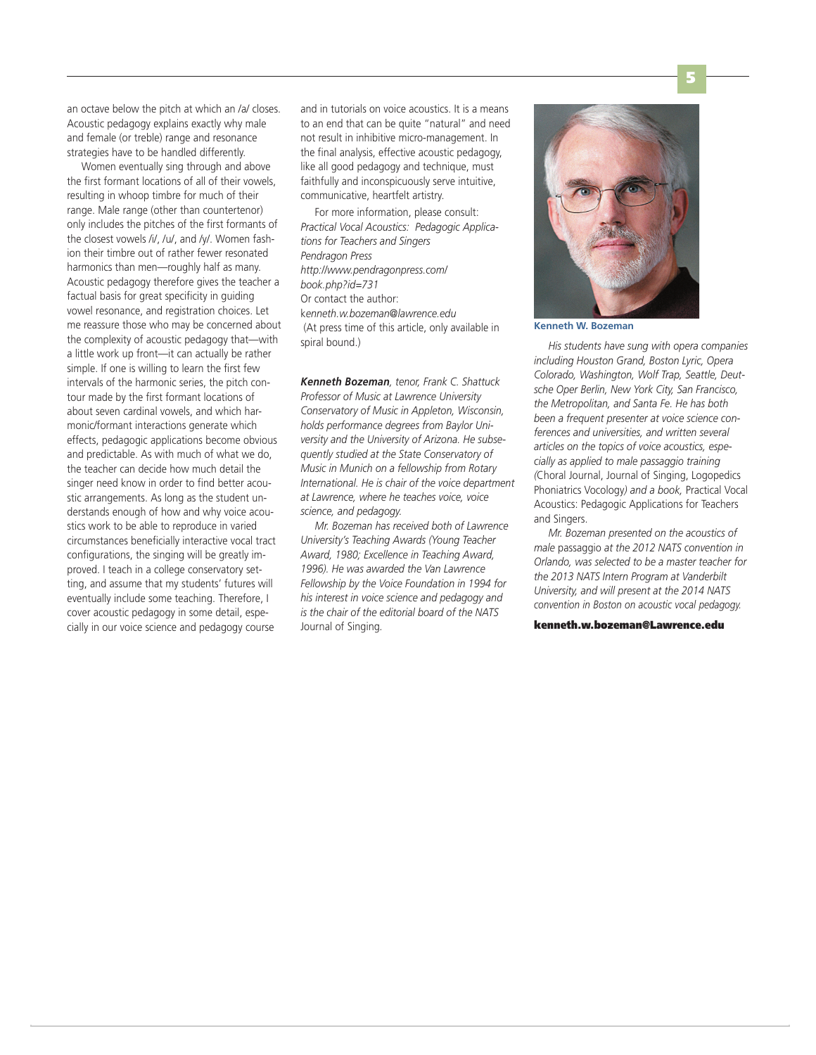an octave below the pitch at which an /a/ closes. Acoustic pedagogy explains exactly why male and female (or treble) range and resonance strategies have to be handled differently.

Women eventually sing through and above the first formant locations of all of their vowels, resulting in whoop timbre for much of their range. Male range (other than countertenor) only includes the pitches of the first formants of the closest vowels /i/, /u/, and /y/. Women fashion their timbre out of rather fewer resonated harmonics than men—roughly half as many. Acoustic pedagogy therefore gives the teacher a factual basis for great specificity in guiding vowel resonance, and registration choices. Let me reassure those who may be concerned about the complexity of acoustic pedagogy that—with a little work up front—it can actually be rather simple. If one is willing to learn the first few intervals of the harmonic series, the pitch contour made by the first formant locations of about seven cardinal vowels, and which harmonic/formant interactions generate which effects, pedagogic applications become obvious and predictable. As with much of what we do, the teacher can decide how much detail the singer need know in order to find better acoustic arrangements. As long as the student understands enough of how and why voice acoustics work to be able to reproduce in varied circumstances beneficially interactive vocal tract configurations, the singing will be greatly improved. I teach in a college conservatory setting, and assume that my students' futures will eventually include some teaching. Therefore, I cover acoustic pedagogy in some detail, especially in our voice science and pedagogy course and in tutorials on voice acoustics. It is a means to an end that can be quite "natural" and need not result in inhibitive micro-management. In the final analysis, effective acoustic pedagogy, like all good pedagogy and technique, must faithfully and inconspicuously serve intuitive, communicative, heartfelt artistry.

For more information, please consult:
*Practical Vocal Acoustics: Pedagogic Applications for Teachers and Singers*
*Pendragon Press*
*http://www.pendragonpress.com/book.php?id=731*
Or contact the author:
*kenneth.w.bozeman@lawrence.edu*
(At press time of this article, only available in spiral bound.)

***Kenneth Bozeman**, tenor, Frank C. Shattuck Professor of Music at Lawrence University Conservatory of Music in Appleton, Wisconsin, holds performance degrees from Baylor University and the University of Arizona. He subsequently studied at the State Conservatory of Music in Munich on a fellowship from Rotary International. He is chair of the voice department at Lawrence, where he teaches voice, voice science, and pedagogy.*

*Mr. Bozeman has received both of Lawrence University's Teaching Awards (Young Teacher Award, 1980; Excellence in Teaching Award, 1996). He was awarded the Van Lawrence Fellowship by the Voice Foundation in 1994 for his interest in voice science and pedagogy and is the chair of the editorial board of the NATS* Journal of Singing.

**Kenneth W. Bozeman**

*His students have sung with opera companies including Houston Grand, Boston Lyric, Opera Colorado, Washington, Wolf Trap, Seattle, Deutsche Oper Berlin, New York City, San Francisco, the Metropolitan, and Santa Fe. He has both been a frequent presenter at voice science conferences and universities, and written several articles on the topics of voice acoustics, especially as applied to male passaggio training (*Choral Journal, Journal of Singing, Logopedics Phoniatrics Vocology*) and a book,* Practical Vocal Acoustics: Pedagogic Applications for Teachers and Singers.

*Mr. Bozeman presented on the acoustics of male* passaggio *at the 2012 NATS convention in Orlando, was selected to be a master teacher for the 2013 NATS Intern Program at Vanderbilt University, and will present at the 2014 NATS convention in Boston on acoustic vocal pedagogy.*

**kenneth.w.bozeman@Lawrence.edu**